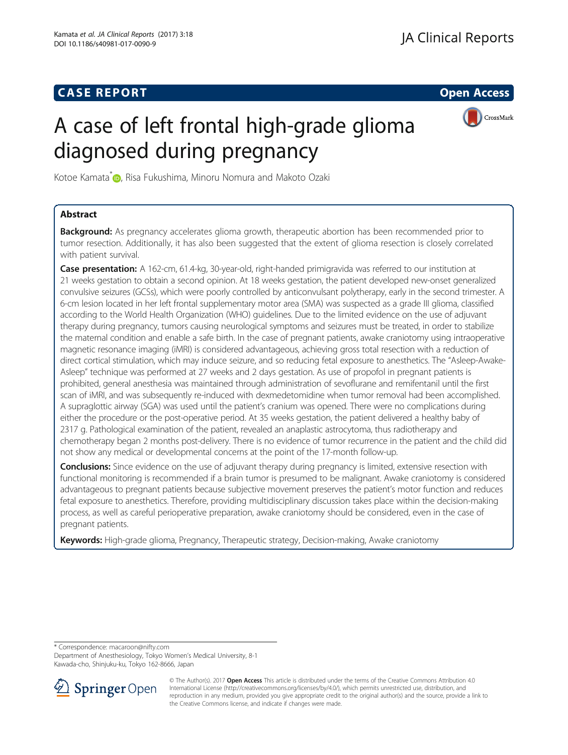**CASE REPORT** **Open Access**

# A case of left frontal high-grade glioma diagnosed during pregnancy

Kotoe Kamata*, Risa Fukushima, Minoru Nomura and Makoto Ozaki

## Abstract

**Background:** As pregnancy accelerates glioma growth, therapeutic abortion has been recommended prior to tumor resection. Additionally, it has also been suggested that the extent of glioma resection is closely correlated with patient survival.

**Case presentation:** A 162-cm, 61.4-kg, 30-year-old, right-handed primigravida was referred to our institution at 21 weeks gestation to obtain a second opinion. At 18 weeks gestation, the patient developed new-onset generalized convulsive seizures (GCSs), which were poorly controlled by anticonvulsant polytherapy, early in the second trimester. A 6-cm lesion located in her left frontal supplementary motor area (SMA) was suspected as a grade III glioma, classified according to the World Health Organization (WHO) guidelines. Due to the limited evidence on the use of adjuvant therapy during pregnancy, tumors causing neurological symptoms and seizures must be treated, in order to stabilize the maternal condition and enable a safe birth. In the case of pregnant patients, awake craniotomy using intraoperative magnetic resonance imaging (iMRI) is considered advantageous, achieving gross total resection with a reduction of direct cortical stimulation, which may induce seizure, and so reducing fetal exposure to anesthetics. The "Asleep-Awake-Asleep" technique was performed at 27 weeks and 2 days gestation. As use of propofol in pregnant patients is prohibited, general anesthesia was maintained through administration of sevoflurane and remifentanil until the first scan of iMRI, and was subsequently re-induced with dexmedetomidine when tumor removal had been accomplished. A supraglottic airway (SGA) was used until the patient's cranium was opened. There were no complications during either the procedure or the post-operative period. At 35 weeks gestation, the patient delivered a healthy baby of 2317 g. Pathological examination of the patient, revealed an anaplastic astrocytoma, thus radiotherapy and chemotherapy began 2 months post-delivery. There is no evidence of tumor recurrence in the patient and the child did not show any medical or developmental concerns at the point of the 17-month follow-up.

**Conclusions:** Since evidence on the use of adjuvant therapy during pregnancy is limited, extensive resection with functional monitoring is recommended if a brain tumor is presumed to be malignant. Awake craniotomy is considered advantageous to pregnant patients because subjective movement preserves the patient's motor function and reduces fetal exposure to anesthetics. Therefore, providing multidisciplinary discussion takes place within the decision-making process, as well as careful perioperative preparation, awake craniotomy should be considered, even in the case of pregnant patients.

**Keywords:** High-grade glioma, Pregnancy, Therapeutic strategy, Decision-making, Awake craniotomy

---

* Correspondence: macaroon@nifty.com
Department of Anesthesiology, Tokyo Women's Medical University, 8-1 Kawada-cho, Shinjuku-ku, Tokyo 162-8666, Japan

© The Author(s). 2017 **Open Access** This article is distributed under the terms of the Creative Commons Attribution 4.0 International License (http://creativecommons.org/licenses/by/4.0/), which permits unrestricted use, distribution, and reproduction in any medium, provided you give appropriate credit to the original author(s) and the source, provide a link to the Creative Commons license, and indicate if changes were made.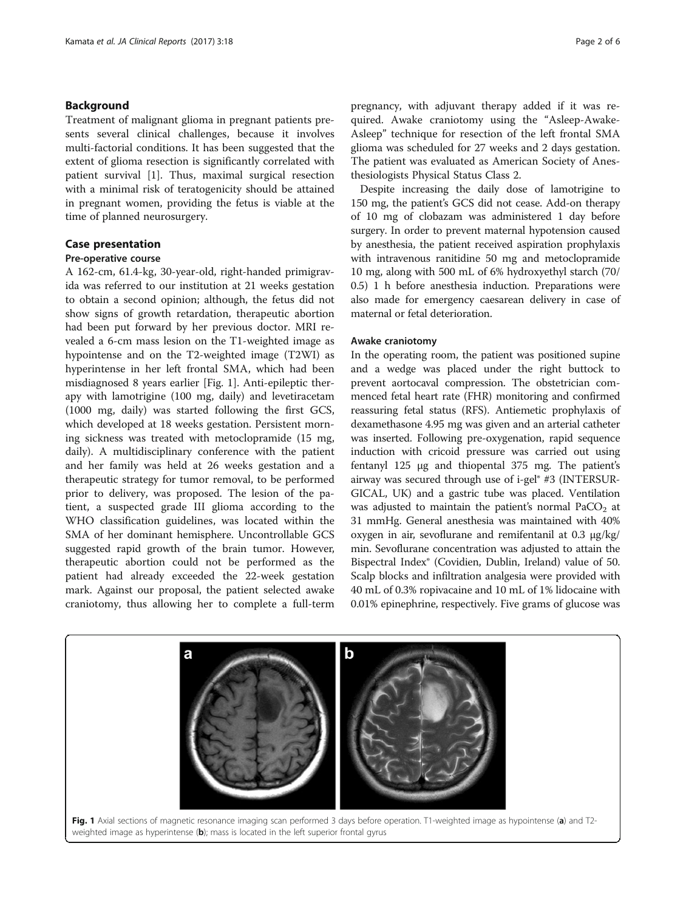## Background

Treatment of malignant glioma in pregnant patients presents several clinical challenges, because it involves multi-factorial conditions. It has been suggested that the extent of glioma resection is significantly correlated with patient survival [1]. Thus, maximal surgical resection with a minimal risk of teratogenicity should be attained in pregnant women, providing the fetus is viable at the time of planned neurosurgery.

## Case presentation

### Pre-operative course

A 162-cm, 61.4-kg, 30-year-old, right-handed primigravida was referred to our institution at 21 weeks gestation to obtain a second opinion; although, the fetus did not show signs of growth retardation, therapeutic abortion had been put forward by her previous doctor. MRI revealed a 6-cm mass lesion on the T1-weighted image as hypointense and on the T2-weighted image (T2WI) as hyperintense in her left frontal SMA, which had been misdiagnosed 8 years earlier [Fig. 1]. Anti-epileptic therapy with lamotrigine (100 mg, daily) and levetiracetam (1000 mg, daily) was started following the first GCS, which developed at 18 weeks gestation. Persistent morning sickness was treated with metoclopramide (15 mg, daily). A multidisciplinary conference with the patient and her family was held at 26 weeks gestation and a therapeutic strategy for tumor removal, to be performed prior to delivery, was proposed. The lesion of the patient, a suspected grade III glioma according to the WHO classification guidelines, was located within the SMA of her dominant hemisphere. Uncontrollable GCS suggested rapid growth of the brain tumor. However, therapeutic abortion could not be performed as the patient had already exceeded the 22-week gestation mark. Against our proposal, the patient selected awake craniotomy, thus allowing her to complete a full-term pregnancy, with adjuvant therapy added if it was required. Awake craniotomy using the "Asleep-Awake-Asleep" technique for resection of the left frontal SMA glioma was scheduled for 27 weeks and 2 days gestation. The patient was evaluated as American Society of Anesthesiologists Physical Status Class 2.

Despite increasing the daily dose of lamotrigine to 150 mg, the patient's GCS did not cease. Add-on therapy of 10 mg of clobazam was administered 1 day before surgery. In order to prevent maternal hypotension caused by anesthesia, the patient received aspiration prophylaxis with intravenous ranitidine 50 mg and metoclopramide 10 mg, along with 500 mL of 6% hydroxyethyl starch (70/0.5) 1 h before anesthesia induction. Preparations were also made for emergency caesarean delivery in case of maternal or fetal deterioration.

### Awake craniotomy

In the operating room, the patient was positioned supine and a wedge was placed under the right buttock to prevent aortocaval compression. The obstetrician commenced fetal heart rate (FHR) monitoring and confirmed reassuring fetal status (RFS). Antiemetic prophylaxis of dexamethasone 4.95 mg was given and an arterial catheter was inserted. Following pre-oxygenation, rapid sequence induction with cricoid pressure was carried out using fentanyl 125 μg and thiopental 375 mg. The patient's airway was secured through use of i-gel® #3 (INTERSURGICAL, UK) and a gastric tube was placed. Ventilation was adjusted to maintain the patient's normal $PaCO_2$ at 31 mmHg. General anesthesia was maintained with 40% oxygen in air, sevoflurane and remifentanil at 0.3 μg/kg/min. Sevoflurane concentration was adjusted to attain the Bispectral Index® (Covidien, Dublin, Ireland) value of 50. Scalp blocks and infiltration analgesia were provided with 40 mL of 0.3% ropivacaine and 10 mL of 1% lidocaine with 0.01% epinephrine, respectively. Five grams of glucose was

**Fig. 1** Axial sections of magnetic resonance imaging scan performed 3 days before operation. T1-weighted image as hypointense (**a**) and T2-weighted image as hyperintense (**b**); mass is located in the left superior frontal gyrus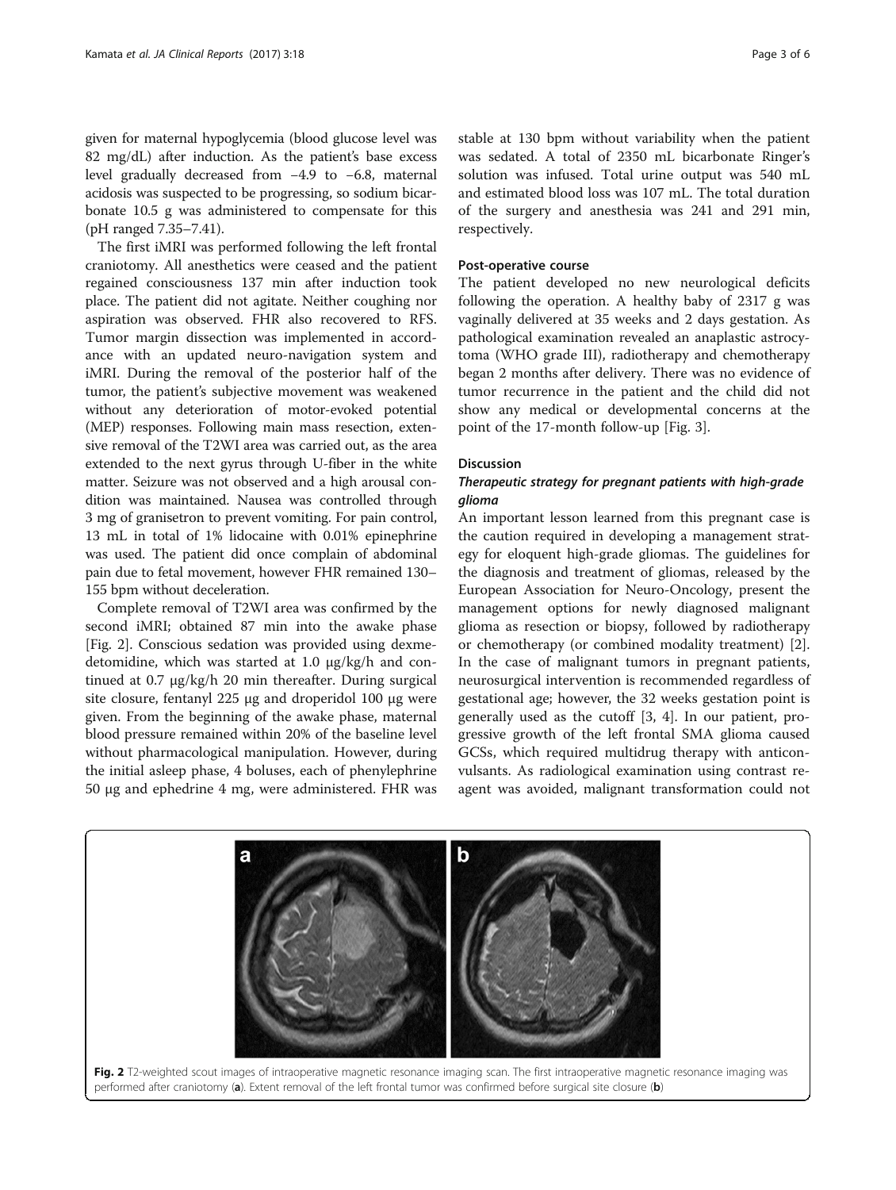given for maternal hypoglycemia (blood glucose level was 82 mg/dL) after induction. As the patient's base excess level gradually decreased from −4.9 to −6.8, maternal acidosis was suspected to be progressing, so sodium bicarbonate 10.5 g was administered to compensate for this (pH ranged 7.35–7.41).

The first iMRI was performed following the left frontal craniotomy. All anesthetics were ceased and the patient regained consciousness 137 min after induction took place. The patient did not agitate. Neither coughing nor aspiration was observed. FHR also recovered to RFS. Tumor margin dissection was implemented in accordance with an updated neuro-navigation system and iMRI. During the removal of the posterior half of the tumor, the patient's subjective movement was weakened without any deterioration of motor-evoked potential (MEP) responses. Following main mass resection, extensive removal of the T2WI area was carried out, as the area extended to the next gyrus through U-fiber in the white matter. Seizure was not observed and a high arousal condition was maintained. Nausea was controlled through 3 mg of granisetron to prevent vomiting. For pain control, 13 mL in total of 1% lidocaine with 0.01% epinephrine was used. The patient did once complain of abdominal pain due to fetal movement, however FHR remained 130–155 bpm without deceleration.

Complete removal of T2WI area was confirmed by the second iMRI; obtained 87 min into the awake phase [Fig. 2]. Conscious sedation was provided using dexmedetomidine, which was started at 1.0 μg/kg/h and continued at 0.7 μg/kg/h 20 min thereafter. During surgical site closure, fentanyl 225 μg and droperidol 100 μg were given. From the beginning of the awake phase, maternal blood pressure remained within 20% of the baseline level without pharmacological manipulation. However, during the initial asleep phase, 4 boluses, each of phenylephrine 50 μg and ephedrine 4 mg, were administered. FHR was stable at 130 bpm without variability when the patient was sedated. A total of 2350 mL bicarbonate Ringer's solution was infused. Total urine output was 540 mL and estimated blood loss was 107 mL. The total duration of the surgery and anesthesia was 241 and 291 min, respectively.

#### Post-operative course

The patient developed no new neurological deficits following the operation. A healthy baby of 2317 g was vaginally delivered at 35 weeks and 2 days gestation. As pathological examination revealed an anaplastic astrocytoma (WHO grade III), radiotherapy and chemotherapy began 2 months after delivery. There was no evidence of tumor recurrence in the patient and the child did not show any medical or developmental concerns at the point of the 17-month follow-up [Fig. 3].

## Discussion

### *Therapeutic strategy for pregnant patients with high-grade glioma*

An important lesson learned from this pregnant case is the caution required in developing a management strategy for eloquent high-grade gliomas. The guidelines for the diagnosis and treatment of gliomas, released by the European Association for Neuro-Oncology, present the management options for newly diagnosed malignant glioma as resection or biopsy, followed by radiotherapy or chemotherapy (or combined modality treatment) [2]. In the case of malignant tumors in pregnant patients, neurosurgical intervention is recommended regardless of gestational age; however, the 32 weeks gestation point is generally used as the cutoff [3, 4]. In our patient, progressive growth of the left frontal SMA glioma caused GCSs, which required multidrug therapy with anticonvulsants. As radiological examination using contrast reagent was avoided, malignant transformation could not

**Fig. 2** T2-weighted scout images of intraoperative magnetic resonance imaging scan. The first intraoperative magnetic resonance imaging was performed after craniotomy (**a**). Extent removal of the left frontal tumor was confirmed before surgical site closure (**b**)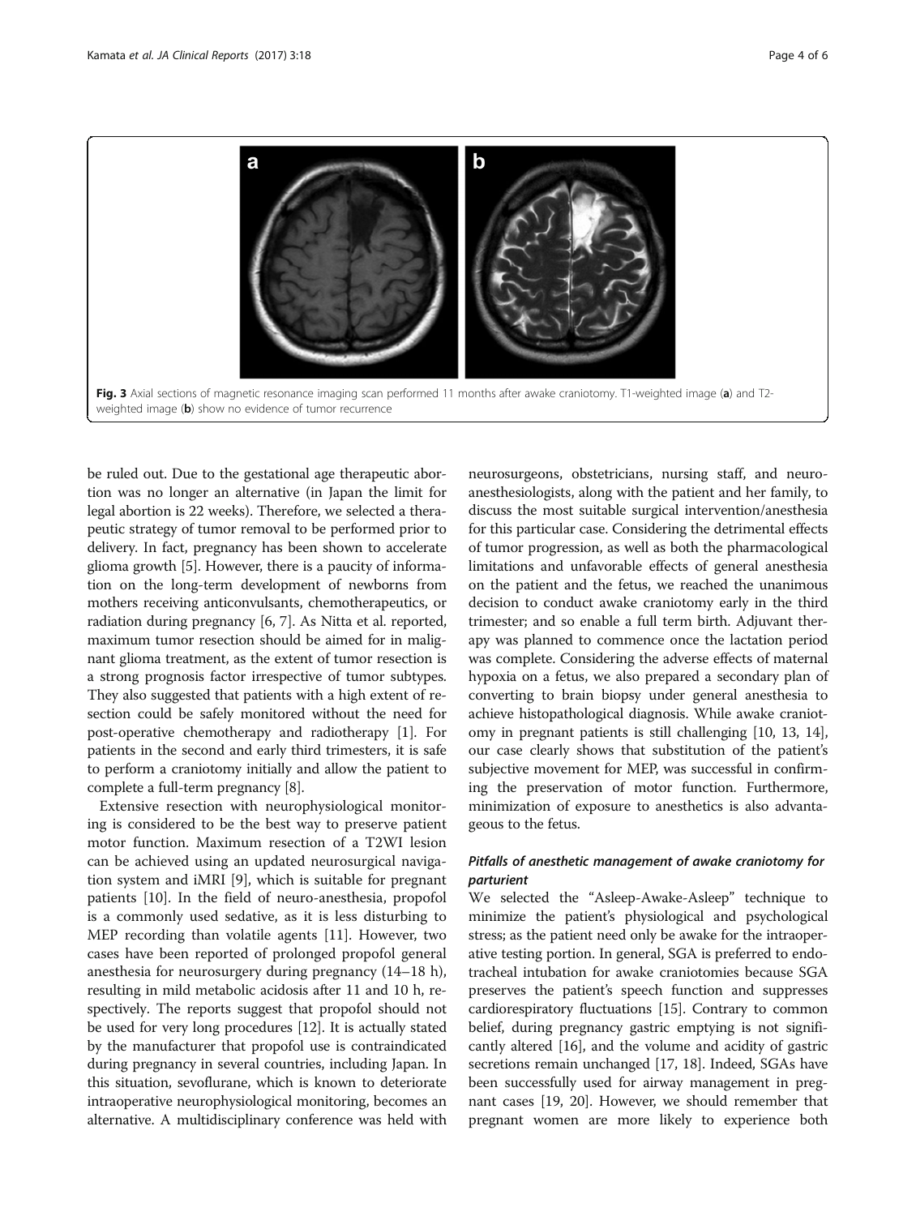Fig. 3 Axial sections of magnetic resonance imaging scan performed 11 months after awake craniotomy. T1-weighted image (**a**) and T2-weighted image (**b**) show no evidence of tumor recurrence

be ruled out. Due to the gestational age therapeutic abortion was no longer an alternative (in Japan the limit for legal abortion is 22 weeks). Therefore, we selected a therapeutic strategy of tumor removal to be performed prior to delivery. In fact, pregnancy has been shown to accelerate glioma growth [5]. However, there is a paucity of information on the long-term development of newborns from mothers receiving anticonvulsants, chemotherapeutics, or radiation during pregnancy [6, 7]. As Nitta et al. reported, maximum tumor resection should be aimed for in malignant glioma treatment, as the extent of tumor resection is a strong prognosis factor irrespective of tumor subtypes. They also suggested that patients with a high extent of resection could be safely monitored without the need for post-operative chemotherapy and radiotherapy [1]. For patients in the second and early third trimesters, it is safe to perform a craniotomy initially and allow the patient to complete a full-term pregnancy [8].

Extensive resection with neurophysiological monitoring is considered to be the best way to preserve patient motor function. Maximum resection of a T2WI lesion can be achieved using an updated neurosurgical navigation system and iMRI [9], which is suitable for pregnant patients [10]. In the field of neuro-anesthesia, propofol is a commonly used sedative, as it is less disturbing to MEP recording than volatile agents [11]. However, two cases have been reported of prolonged propofol general anesthesia for neurosurgery during pregnancy (14–18 h), resulting in mild metabolic acidosis after 11 and 10 h, respectively. The reports suggest that propofol should not be used for very long procedures [12]. It is actually stated by the manufacturer that propofol use is contraindicated during pregnancy in several countries, including Japan. In this situation, sevoflurane, which is known to deteriorate intraoperative neurophysiological monitoring, becomes an alternative. A multidisciplinary conference was held with neurosurgeons, obstetricians, nursing staff, and neuro-anesthesiologists, along with the patient and her family, to discuss the most suitable surgical intervention/anesthesia for this particular case. Considering the detrimental effects of tumor progression, as well as both the pharmacological limitations and unfavorable effects of general anesthesia on the patient and the fetus, we reached the unanimous decision to conduct awake craniotomy early in the third trimester; and so enable a full term birth. Adjuvant therapy was planned to commence once the lactation period was complete. Considering the adverse effects of maternal hypoxia on a fetus, we also prepared a secondary plan of converting to brain biopsy under general anesthesia to achieve histopathological diagnosis. While awake craniotomy in pregnant patients is still challenging [10, 13, 14], our case clearly shows that substitution of the patient's subjective movement for MEP, was successful in confirming the preservation of motor function. Furthermore, minimization of exposure to anesthetics is also advantageous to the fetus.

### *Pitfalls of anesthetic management of awake craniotomy for parturient*

We selected the "Asleep-Awake-Asleep" technique to minimize the patient's physiological and psychological stress; as the patient need only be awake for the intraoperative testing portion. In general, SGA is preferred to endotracheal intubation for awake craniotomies because SGA preserves the patient's speech function and suppresses cardiorespiratory fluctuations [15]. Contrary to common belief, during pregnancy gastric emptying is not significantly altered [16], and the volume and acidity of gastric secretions remain unchanged [17, 18]. Indeed, SGAs have been successfully used for airway management in pregnant cases [19, 20]. However, we should remember that pregnant women are more likely to experience both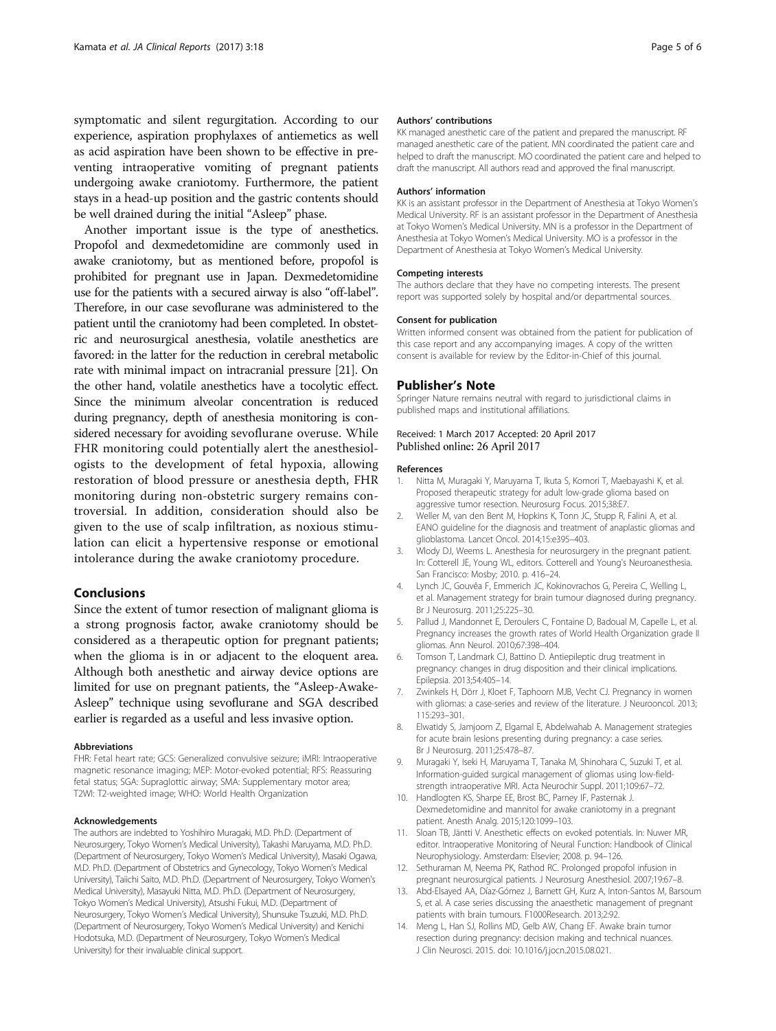symptomatic and silent regurgitation. According to our experience, aspiration prophylaxes of antiemetics as well as acid aspiration have been shown to be effective in preventing intraoperative vomiting of pregnant patients undergoing awake craniotomy. Furthermore, the patient stays in a head-up position and the gastric contents should be well drained during the initial "Asleep" phase.

Another important issue is the type of anesthetics. Propofol and dexmedetomidine are commonly used in awake craniotomy, but as mentioned before, propofol is prohibited for pregnant use in Japan. Dexmedetomidine use for the patients with a secured airway is also "off-label". Therefore, in our case sevoflurane was administered to the patient until the craniotomy had been completed. In obstetric and neurosurgical anesthesia, volatile anesthetics are favored: in the latter for the reduction in cerebral metabolic rate with minimal impact on intracranial pressure [21]. On the other hand, volatile anesthetics have a tocolytic effect. Since the minimum alveolar concentration is reduced during pregnancy, depth of anesthesia monitoring is considered necessary for avoiding sevoflurane overuse. While FHR monitoring could potentially alert the anesthesiologists to the development of fetal hypoxia, allowing restoration of blood pressure or anesthesia depth, FHR monitoring during non-obstetric surgery remains controversial. In addition, consideration should also be given to the use of scalp infiltration, as noxious stimulation can elicit a hypertensive response or emotional intolerance during the awake craniotomy procedure.

## Conclusions

Since the extent of tumor resection of malignant glioma is a strong prognosis factor, awake craniotomy should be considered as a therapeutic option for pregnant patients; when the glioma is in or adjacent to the eloquent area. Although both anesthetic and airway device options are limited for use on pregnant patients, the "Asleep-Awake-Asleep" technique using sevoflurane and SGA described earlier is regarded as a useful and less invasive option.

#### Abbreviations

FHR: Fetal heart rate; GCS: Generalized convulsive seizure; iMRI: Intraoperative magnetic resonance imaging; MEP: Motor-evoked potential; RFS: Reassuring fetal status; SGA: Supraglottic airway; SMA: Supplementary motor area; T2WI: T2-weighted image; WHO: World Health Organization

#### Acknowledgements

The authors are indebted to Yoshihiro Muragaki, M.D. Ph.D. (Department of Neurosurgery, Tokyo Women's Medical University), Takashi Maruyama, M.D. Ph.D. (Department of Neurosurgery, Tokyo Women's Medical University), Masaki Ogawa, M.D. Ph.D. (Department of Obstetrics and Gynecology, Tokyo Women's Medical University), Taiichi Saito, M.D. Ph.D. (Department of Neurosurgery, Tokyo Women's Medical University), Masayuki Nitta, M.D. Ph.D. (Department of Neurosurgery, Tokyo Women's Medical University), Atsushi Fukui, M.D. (Department of Neurosurgery, Tokyo Women's Medical University), Shunsuke Tsuzuki, M.D. Ph.D. (Department of Neurosurgery, Tokyo Women's Medical University) and Kenichi Hodotsuka, M.D. (Department of Neurosurgery, Tokyo Women's Medical University) for their invaluable clinical support.

#### Authors' contributions

KK managed anesthetic care of the patient and prepared the manuscript. RF managed anesthetic care of the patient. MN coordinated the patient care and helped to draft the manuscript. MO coordinated the patient care and helped to draft the manuscript. All authors read and approved the final manuscript.

#### Authors' information

KK is an assistant professor in the Department of Anesthesia at Tokyo Women's Medical University. RF is an assistant professor in the Department of Anesthesia at Tokyo Women's Medical University. MN is a professor in the Department of Anesthesia at Tokyo Women's Medical University. MO is a professor in the Department of Anesthesia at Tokyo Women's Medical University.

#### Competing interests

The authors declare that they have no competing interests. The present report was supported solely by hospital and/or departmental sources.

#### Consent for publication

Written informed consent was obtained from the patient for publication of this case report and any accompanying images. A copy of the written consent is available for review by the Editor-in-Chief of this journal.

## Publisher's Note

Springer Nature remains neutral with regard to jurisdictional claims in published maps and institutional affiliations.

Received: 1 March 2017 Accepted: 20 April 2017
Published online: 26 April 2017

#### References

1. Nitta M, Muragaki Y, Maruyama T, Ikuta S, Komori T, Maebayashi K, et al. Proposed therapeutic strategy for adult low-grade glioma based on aggressive tumor resection. Neurosurg Focus. 2015;38:E7.
2. Weller M, van den Bent M, Hopkins K, Tonn JC, Stupp R, Falini A, et al. EANO guideline for the diagnosis and treatment of anaplastic gliomas and glioblastoma. Lancet Oncol. 2014;15:e395–403.
3. Wlody DJ, Weems L. Anesthesia for neurosurgery in the pregnant patient. In: Cotterell JE, Young WL, editors. Cotterell and Young's Neuroanesthesia. San Francisco: Mosby; 2010. p. 416–24.
4. Lynch JC, Gouvêa F, Emmerich JC, Kokinovrachos G, Pereira C, Welling L, et al. Management strategy for brain tumour diagnosed during pregnancy. Br J Neurosurg. 2011;25:225–30.
5. Pallud J, Mandonnet E, Deroulers C, Fontaine D, Badoual M, Capelle L, et al. Pregnancy increases the growth rates of World Health Organization grade II gliomas. Ann Neurol. 2010;67:398–404.
6. Tomson T, Landmark CJ, Battino D. Antiepileptic drug treatment in pregnancy: changes in drug disposition and their clinical implications. Epilepsia. 2013;54:405–14.
7. Zwinkels H, Dörr J, Kloet F, Taphoorn MJB, Vecht CJ. Pregnancy in women with gliomas: a case-series and review of the literature. J Neurooncol. 2013; 115:293–301.
8. Elwatidy S, Jamjoom Z, Elgamal E, Abdelwahab A. Management strategies for acute brain lesions presenting during pregnancy: a case series. Br J Neurosurg. 2011;25:478–87.
9. Muragaki Y, Iseki H, Maruyama T, Tanaka M, Shinohara C, Suzuki T, et al. Information-guided surgical management of gliomas using low-field-strength intraoperative MRI. Acta Neurochir Suppl. 2011;109:67–72.
10. Handlogten KS, Sharpe EE, Brost BC, Parney IF, Pasternak J. Dexmedetomidine and mannitol for awake craniotomy in a pregnant patient. Anesth Analg. 2015;120:1099–103.
11. Sloan TB, Jäntti V. Anesthetic effects on evoked potentials. In: Nuwer MR, editor. Intraoperative Monitoring of Neural Function: Handbook of Clinical Neurophysiology. Amsterdam: Elsevier; 2008. p. 94–126.
12. Sethuraman M, Neema PK, Rathod RC. Prolonged propofol infusion in pregnant neurosurgical patients. J Neurosurg Anesthesiol. 2007;19:67–8.
13. Abd-Elsayed AA, Díaz-Gómez J, Barnett GH, Kurz A, Inton-Santos M, Barsoum S, et al. A case series discussing the anaesthetic management of pregnant patients with brain tumours. F1000Research. 2013;2:92.
14. Meng L, Han SJ, Rollins MD, Gelb AW, Chang EF. Awake brain tumor resection during pregnancy: decision making and technical nuances. J Clin Neurosci. 2015. doi: 10.1016/j.jocn.2015.08.021.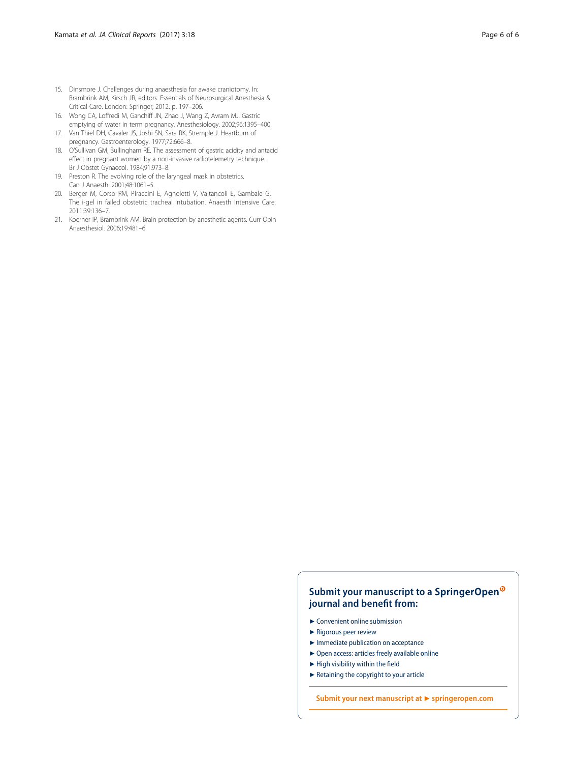15. Dinsmore J. Challenges during anaesthesia for awake craniotomy. In: Brambrink AM, Kirsch JR, editors. Essentials of Neurosurgical Anesthesia & Critical Care. London: Springer; 2012. p. 197–206.
16. Wong CA, Loffredi M, Ganchiff JN, Zhao J, Wang Z, Avram MJ. Gastric emptying of water in term pregnancy. Anesthesiology. 2002;96:1395–400.
17. Van Thiel DH, Gavaler JS, Joshi SN, Sara RK, Stremple J. Heartburn of pregnancy. Gastroenterology. 1977;72:666–8.
18. O'Sullivan GM, Bullingham RE. The assessment of gastric acidity and antacid effect in pregnant women by a non-invasive radiotelemetry technique. Br J Obstet Gynaecol. 1984;91:973–8.
19. Preston R. The evolving role of the laryngeal mask in obstetrics. Can J Anaesth. 2001;48:1061–5.
20. Berger M, Corso RM, Piraccini E, Agnoletti V, Valtancoli E, Gambale G. The i-gel in failed obstetric tracheal intubation. Anaesth Intensive Care. 2011;39:136–7.
21. Koerner IP, Brambrink AM. Brain protection by anesthetic agents. Curr Opin Anaesthesiol. 2006;19:481–6.

**Submit your manuscript to a SpringerOpen journal and benefit from:**

- ► Convenient online submission
- ► Rigorous peer review
- ► Immediate publication on acceptance
- ► Open access: articles freely available online
- ► High visibility within the field
- ► Retaining the copyright to your article

**Submit your next manuscript at ► springeropen.com**